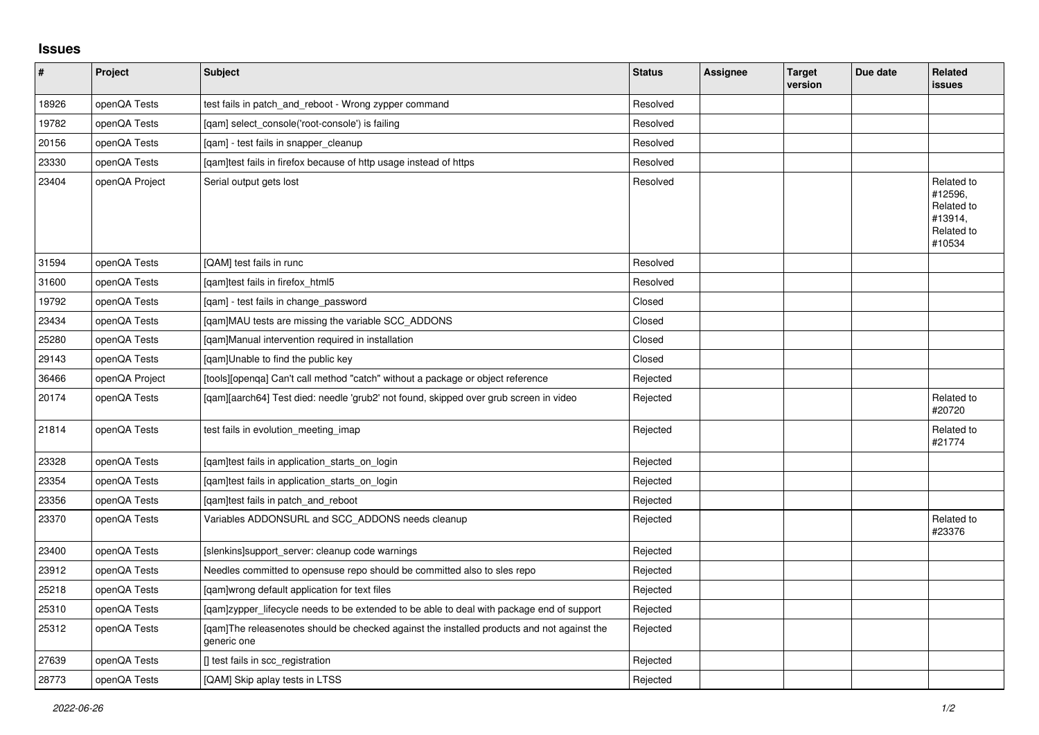## Issues

| # | Project | Subject | Status | Assignee | Target version | Due date | Related issues |
|---|---|---|---|---|---|---|---|
| 18926 | openQA Tests | test fails in patch_and_reboot - Wrong zypper command | Resolved | | | | |
| 19782 | openQA Tests | [qam] select_console('root-console') is failing | Resolved | | | | |
| 20156 | openQA Tests | [qam] - test fails in snapper_cleanup | Resolved | | | | |
| 23330 | openQA Tests | [qam]test fails in firefox because of http usage instead of https | Resolved | | | | |
| 23404 | openQA Project | Serial output gets lost | Resolved | | | | Related to #12596, Related to #13914, Related to #10534 |
| 31594 | openQA Tests | [QAM] test fails in runc | Resolved | | | | |
| 31600 | openQA Tests | [qam]test fails in firefox_html5 | Resolved | | | | |
| 19792 | openQA Tests | [qam] - test fails in change_password | Closed | | | | |
| 23434 | openQA Tests | [qam]MAU tests are missing the variable SCC_ADDONS | Closed | | | | |
| 25280 | openQA Tests | [qam]Manual intervention required in installation | Closed | | | | |
| 29143 | openQA Tests | [qam]Unable to find the public key | Closed | | | | |
| 36466 | openQA Project | [tools][openqa] Can't call method "catch" without a package or object reference | Rejected | | | | |
| 20174 | openQA Tests | [qam][aarch64] Test died: needle 'grub2' not found, skipped over grub screen in video | Rejected | | | | Related to #20720 |
| 21814 | openQA Tests | test fails in evolution_meeting_imap | Rejected | | | | Related to #21774 |
| 23328 | openQA Tests | [qam]test fails in application_starts_on_login | Rejected | | | | |
| 23354 | openQA Tests | [qam]test fails in application_starts_on_login | Rejected | | | | |
| 23356 | openQA Tests | [qam]test fails in patch_and_reboot | Rejected | | | | |
| 23370 | openQA Tests | Variables ADDONSURL and SCC_ADDONS needs cleanup | Rejected | | | | Related to #23376 |
| 23400 | openQA Tests | [slenkins]support_server: cleanup code warnings | Rejected | | | | |
| 23912 | openQA Tests | Needles committed to opensuse repo should be committed also to sles repo | Rejected | | | | |
| 25218 | openQA Tests | [qam]wrong default application for text files | Rejected | | | | |
| 25310 | openQA Tests | [qam]zypper_lifecycle needs to be extended to be able to deal with package end of support | Rejected | | | | |
| 25312 | openQA Tests | [qam]The releasenotes should be checked against the installed products and not against the generic one | Rejected | | | | |
| 27639 | openQA Tests | [] test fails in scc_registration | Rejected | | | | |
| 28773 | openQA Tests | [QAM] Skip aplay tests in LTSS | Rejected | | | | |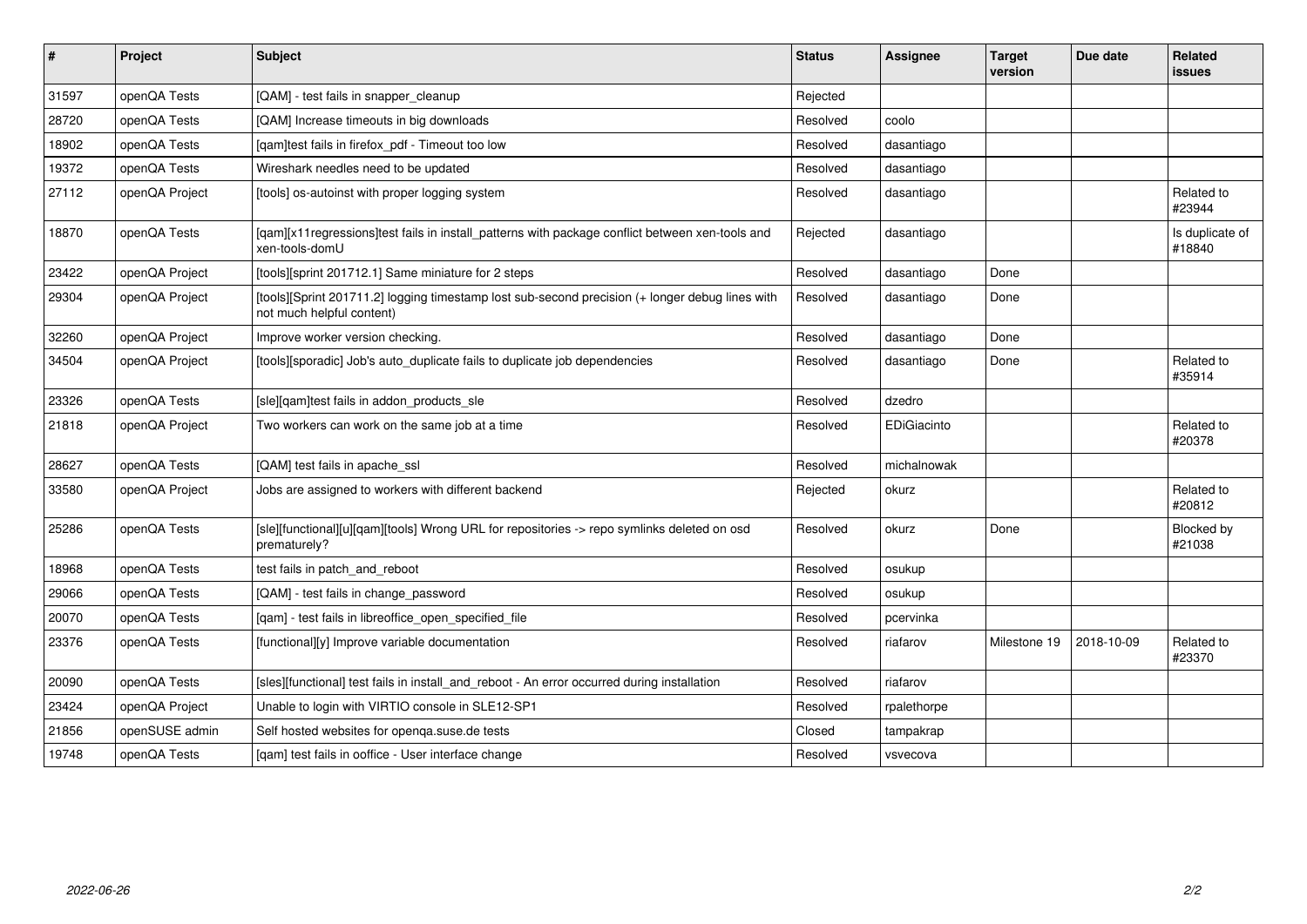| # | Project | Subject | Status | Assignee | Target version | Due date | Related issues |
|---|---|---|---|---|---|---|---|
| 31597 | openQA Tests | [QAM] - test fails in snapper_cleanup | Rejected | | | | |
| 28720 | openQA Tests | [QAM] Increase timeouts in big downloads | Resolved | coolo | | | |
| 18902 | openQA Tests | [qam]test fails in firefox_pdf - Timeout too low | Resolved | dasantiago | | | |
| 19372 | openQA Tests | Wireshark needles need to be updated | Resolved | dasantiago | | | |
| 27112 | openQA Project | [tools] os-autoinst with proper logging system | Resolved | dasantiago | | | Related to #23944 |
| 18870 | openQA Tests | [qam][x11regressions]test fails in install_patterns with package conflict between xen-tools and xen-tools-domU | Rejected | dasantiago | | | Is duplicate of #18840 |
| 23422 | openQA Project | [tools][sprint 201712.1] Same miniature for 2 steps | Resolved | dasantiago | Done | | |
| 29304 | openQA Project | [tools][Sprint 201711.2] logging timestamp lost sub-second precision (+ longer debug lines with not much helpful content) | Resolved | dasantiago | Done | | |
| 32260 | openQA Project | Improve worker version checking. | Resolved | dasantiago | Done | | |
| 34504 | openQA Project | [tools][sporadic] Job's auto_duplicate fails to duplicate job dependencies | Resolved | dasantiago | Done | | Related to #35914 |
| 23326 | openQA Tests | [sle][qam]test fails in addon_products_sle | Resolved | dzedro | | | |
| 21818 | openQA Project | Two workers can work on the same job at a time | Resolved | EDiGiacinto | | | Related to #20378 |
| 28627 | openQA Tests | [QAM] test fails in apache_ssl | Resolved | michalnowak | | | |
| 33580 | openQA Project | Jobs are assigned to workers with different backend | Rejected | okurz | | | Related to #20812 |
| 25286 | openQA Tests | [sle][functional][u][qam][tools] Wrong URL for repositories -> repo symlinks deleted on osd prematurely? | Resolved | okurz | Done | | Blocked by #21038 |
| 18968 | openQA Tests | test fails in patch_and_reboot | Resolved | osukup | | | |
| 29066 | openQA Tests | [QAM] - test fails in change_password | Resolved | osukup | | | |
| 20070 | openQA Tests | [qam] - test fails in libreoffice_open_specified_file | Resolved | pcervinka | | | |
| 23376 | openQA Tests | [functional][y] Improve variable documentation | Resolved | riafarov | Milestone 19 | 2018-10-09 | Related to #23370 |
| 20090 | openQA Tests | [sles][functional] test fails in install_and_reboot - An error occurred during installation | Resolved | riafarov | | | |
| 23424 | openQA Project | Unable to login with VIRTIO console in SLE12-SP1 | Resolved | rpalethorpe | | | |
| 21856 | openSUSE admin | Self hosted websites for openqa.suse.de tests | Closed | tampakrap | | | |
| 19748 | openQA Tests | [qam] test fails in ooffice - User interface change | Resolved | vsvecova | | | |